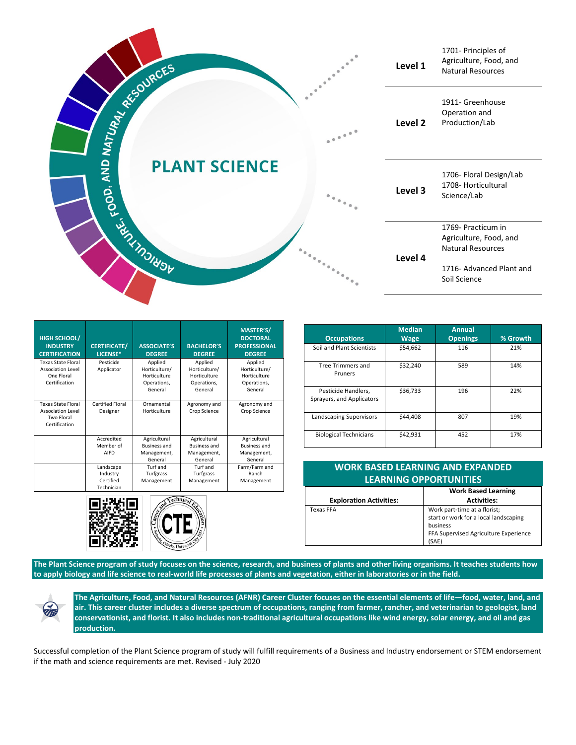# PLANT SCIENCE

AGRICULTURE, FOOD, AND NATURAL RESOURCES

| Level | Courses |
|---|---|
| Level 1 | 1701- Principles of Agriculture, Food, and Natural Resources |
| Level 2 | 1911- Greenhouse Operation and Production/Lab |
| Level 3 | 1706- Floral Design/Lab<br>1708- Horticultural Science/Lab |
| Level 4 | 1769- Practicum in Agriculture, Food, and Natural Resources<br><br>1716- Advanced Plant and Soil Science |

| HIGH SCHOOL/ INDUSTRY CERTIFICATION | CERTIFICATE/ LICENSE* | ASSOCIATE'S DEGREE | BACHELOR'S DEGREE | MASTER'S/ DOCTORAL PROFESSIONAL DEGREE |
|---|---|---|---|---|
| Texas State Floral Association Level One Floral Certification | Pesticide Applicator | Applied Horticulture/ Horticulture Operations, General | Applied Horticulture/ Horticulture Operations, General | Applied Horticulture/ Horticulture Operations, General |
| Texas State Floral Association Level Two Floral Certification | Certified Floral Designer | Ornamental Horticulture | Agronomy and Crop Science | Agronomy and Crop Science |
| | Accredited Member of AIFD | Agricultural Business and Management, General | Agricultural Business and Management, General | Agricultural Business and Management, General |
| | Landscape Industry Certified Technician | Turf and Turfgrass Management | Turf and Turfgrass Management | Farm/Farm and Ranch Management |

| Occupations | Median Wage | Annual Openings | % Growth |
|---|---|---|---|
| Soil and Plant Scientists | $54,662 | 116 | 21% |
| Tree Trimmers and Pruners | $32,240 | 589 | 14% |
| Pesticide Handlers, Sprayers, and Applicators | $36,733 | 196 | 22% |
| Landscaping Supervisors | $44,408 | 807 | 19% |
| Biological Technicians | $42,931 | 452 | 17% |

## WORK BASED LEARNING AND EXPANDED LEARNING OPPORTUNITIES

| Exploration Activities: | Work Based Learning Activities: |
|---|---|
| Texas FFA | Work part-time at a florist;<br>start or work for a local landscaping business<br>FFA Supervised Agriculture Experience (SAE) |

**The Plant Science program of study focuses on the science, research, and business of plants and other living organisms. It teaches students how to apply biology and life science to real-world life processes of plants and vegetation, either in laboratories or in the field.**

**The Agriculture, Food, and Natural Resources (AFNR) Career Cluster focuses on the essential elements of life—food, water, land, and air. This career cluster includes a diverse spectrum of occupations, ranging from farmer, rancher, and veterinarian to geologist, land conservationist, and florist. It also includes non-traditional agricultural occupations like wind energy, solar energy, and oil and gas production.**

Successful completion of the Plant Science program of study will fulfill requirements of a Business and Industry endorsement or STEM endorsement if the math and science requirements are met. Revised - July 2020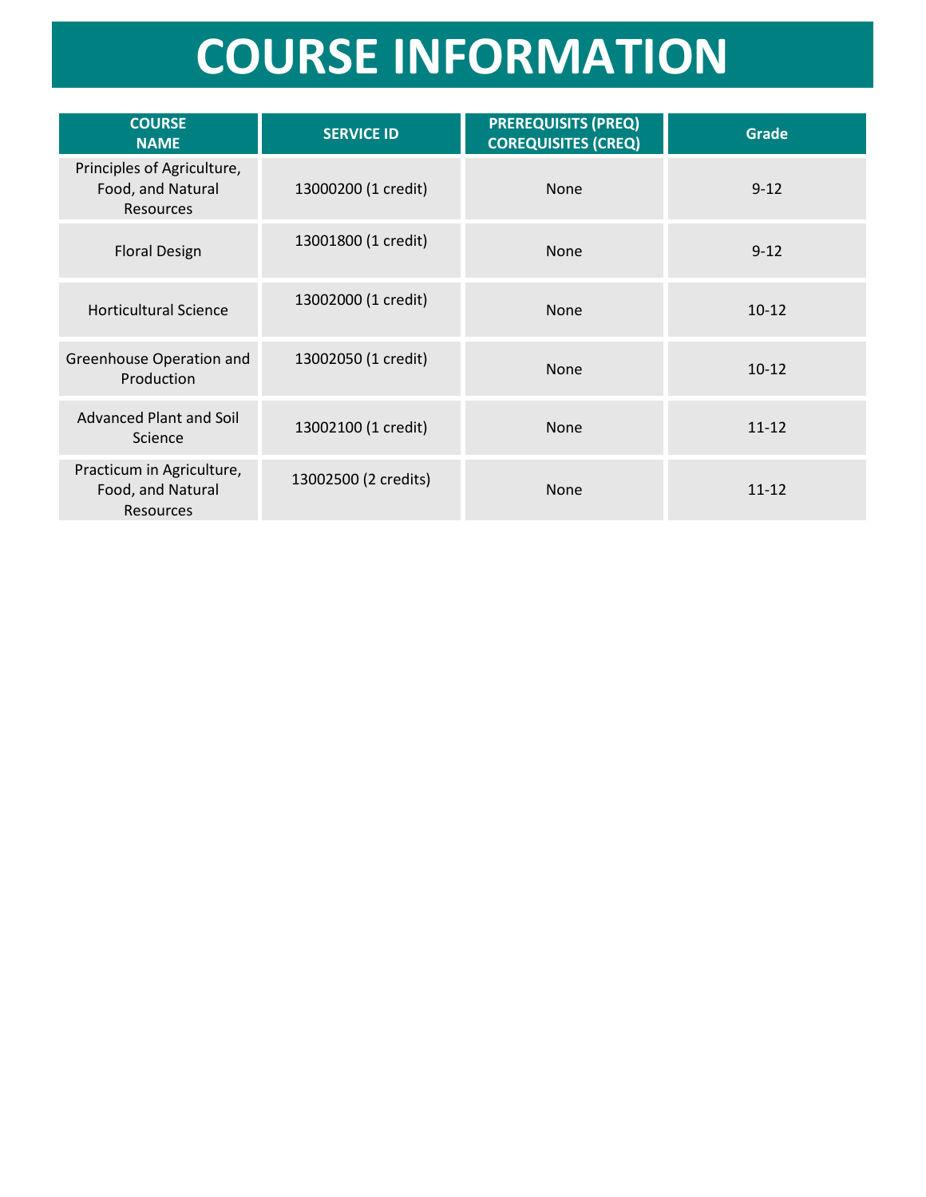# COURSE INFORMATION

| COURSE NAME | SERVICE ID | PREREQUISITS (PREQ) COREQUISITES (CREQ) | Grade |
|---|---|---|---|
| Principles of Agriculture, Food, and Natural Resources | 13000200 (1 credit) | None | 9-12 |
| Floral Design | 13001800 (1 credit) | None | 9-12 |
| Horticultural Science | 13002000 (1 credit) | None | 10-12 |
| Greenhouse Operation and Production | 13002050 (1 credit) | None | 10-12 |
| Advanced Plant and Soil Science | 13002100 (1 credit) | None | 11-12 |
| Practicum in Agriculture, Food, and Natural Resources | 13002500 (2 credits) | None | 11-12 |